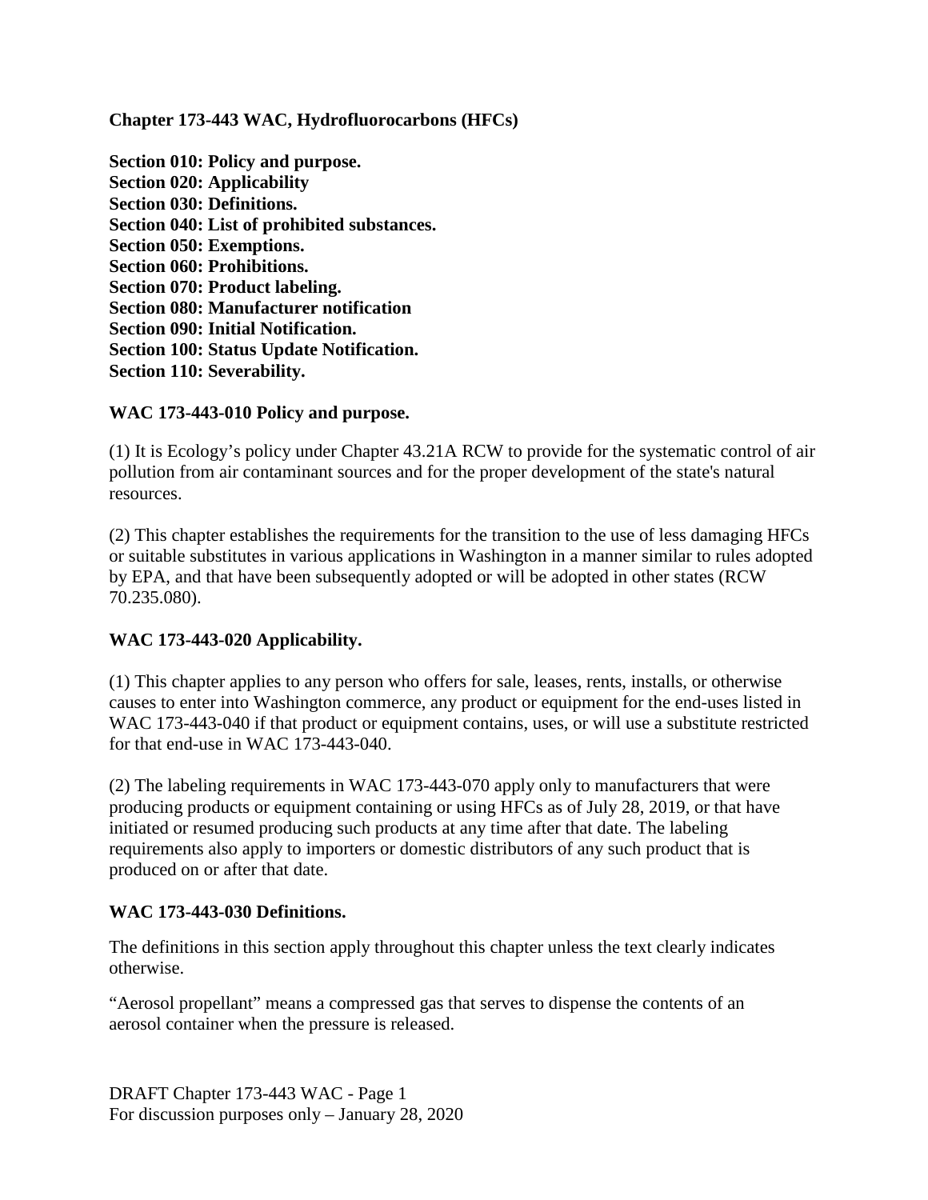**Chapter 173-443 WAC, Hydrofluorocarbons (HFCs)**

**Section 010: Policy and purpose.**
**Section 020: Applicability**
**Section 030: Definitions.**
**Section 040: List of prohibited substances.**
**Section 050: Exemptions.**
**Section 060: Prohibitions.**
**Section 070: Product labeling.**
**Section 080: Manufacturer notification**
**Section 090: Initial Notification.**
**Section 100: Status Update Notification.**
**Section 110: Severability.**

**WAC 173-443-010 Policy and purpose.**

(1) It is Ecology's policy under Chapter 43.21A RCW to provide for the systematic control of air pollution from air contaminant sources and for the proper development of the state's natural resources.

(2) This chapter establishes the requirements for the transition to the use of less damaging HFCs or suitable substitutes in various applications in Washington in a manner similar to rules adopted by EPA, and that have been subsequently adopted or will be adopted in other states (RCW 70.235.080).

**WAC 173-443-020 Applicability.**

(1) This chapter applies to any person who offers for sale, leases, rents, installs, or otherwise causes to enter into Washington commerce, any product or equipment for the end-uses listed in WAC 173-443-040 if that product or equipment contains, uses, or will use a substitute restricted for that end-use in WAC 173-443-040.

(2) The labeling requirements in WAC 173-443-070 apply only to manufacturers that were producing products or equipment containing or using HFCs as of July 28, 2019, or that have initiated or resumed producing such products at any time after that date. The labeling requirements also apply to importers or domestic distributors of any such product that is produced on or after that date.

**WAC 173-443-030 Definitions.**

The definitions in this section apply throughout this chapter unless the text clearly indicates otherwise.

"Aerosol propellant" means a compressed gas that serves to dispense the contents of an aerosol container when the pressure is released.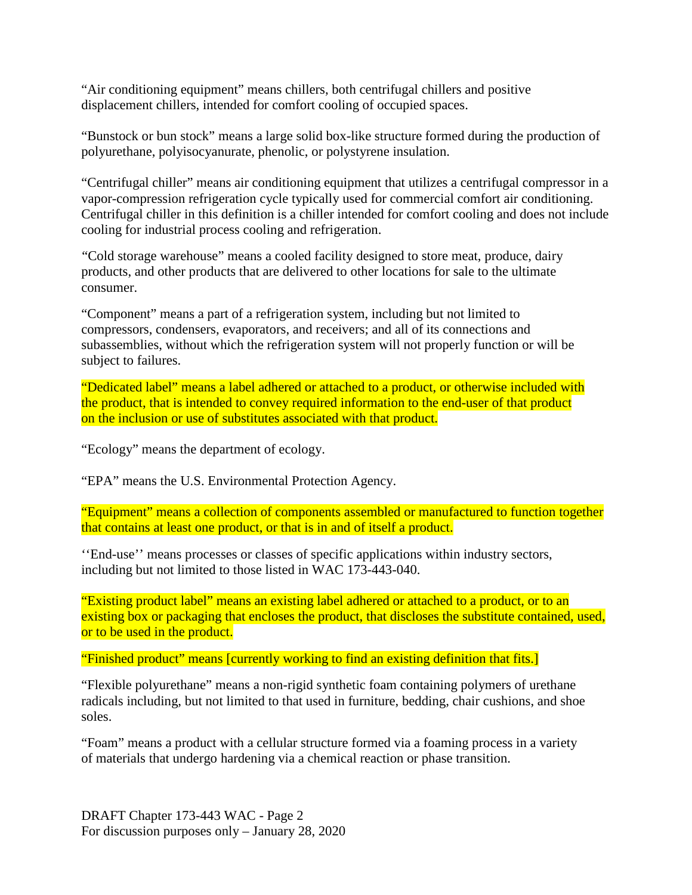"Air conditioning equipment" means chillers, both centrifugal chillers and positive displacement chillers, intended for comfort cooling of occupied spaces.

"Bunstock or bun stock" means a large solid box-like structure formed during the production of polyurethane, polyisocyanurate, phenolic, or polystyrene insulation.

"Centrifugal chiller" means air conditioning equipment that utilizes a centrifugal compressor in a vapor-compression refrigeration cycle typically used for commercial comfort air conditioning. Centrifugal chiller in this definition is a chiller intended for comfort cooling and does not include cooling for industrial process cooling and refrigeration.

"Cold storage warehouse" means a cooled facility designed to store meat, produce, dairy products, and other products that are delivered to other locations for sale to the ultimate consumer.

"Component" means a part of a refrigeration system, including but not limited to compressors, condensers, evaporators, and receivers; and all of its connections and subassemblies, without which the refrigeration system will not properly function or will be subject to failures.

"Dedicated label" means a label adhered or attached to a product, or otherwise included with the product, that is intended to convey required information to the end-user of that product on the inclusion or use of substitutes associated with that product.

"Ecology" means the department of ecology.

"EPA" means the U.S. Environmental Protection Agency.

"Equipment" means a collection of components assembled or manufactured to function together that contains at least one product, or that is in and of itself a product.

''End-use'' means processes or classes of specific applications within industry sectors, including but not limited to those listed in WAC 173-443-040.

"Existing product label" means an existing label adhered or attached to a product, or to an existing box or packaging that encloses the product, that discloses the substitute contained, used, or to be used in the product.

"Finished product" means [currently working to find an existing definition that fits.]

"Flexible polyurethane" means a non-rigid synthetic foam containing polymers of urethane radicals including, but not limited to that used in furniture, bedding, chair cushions, and shoe soles.

"Foam" means a product with a cellular structure formed via a foaming process in a variety of materials that undergo hardening via a chemical reaction or phase transition.

DRAFT Chapter 173-443 WAC - Page 2
For discussion purposes only – January 28, 2020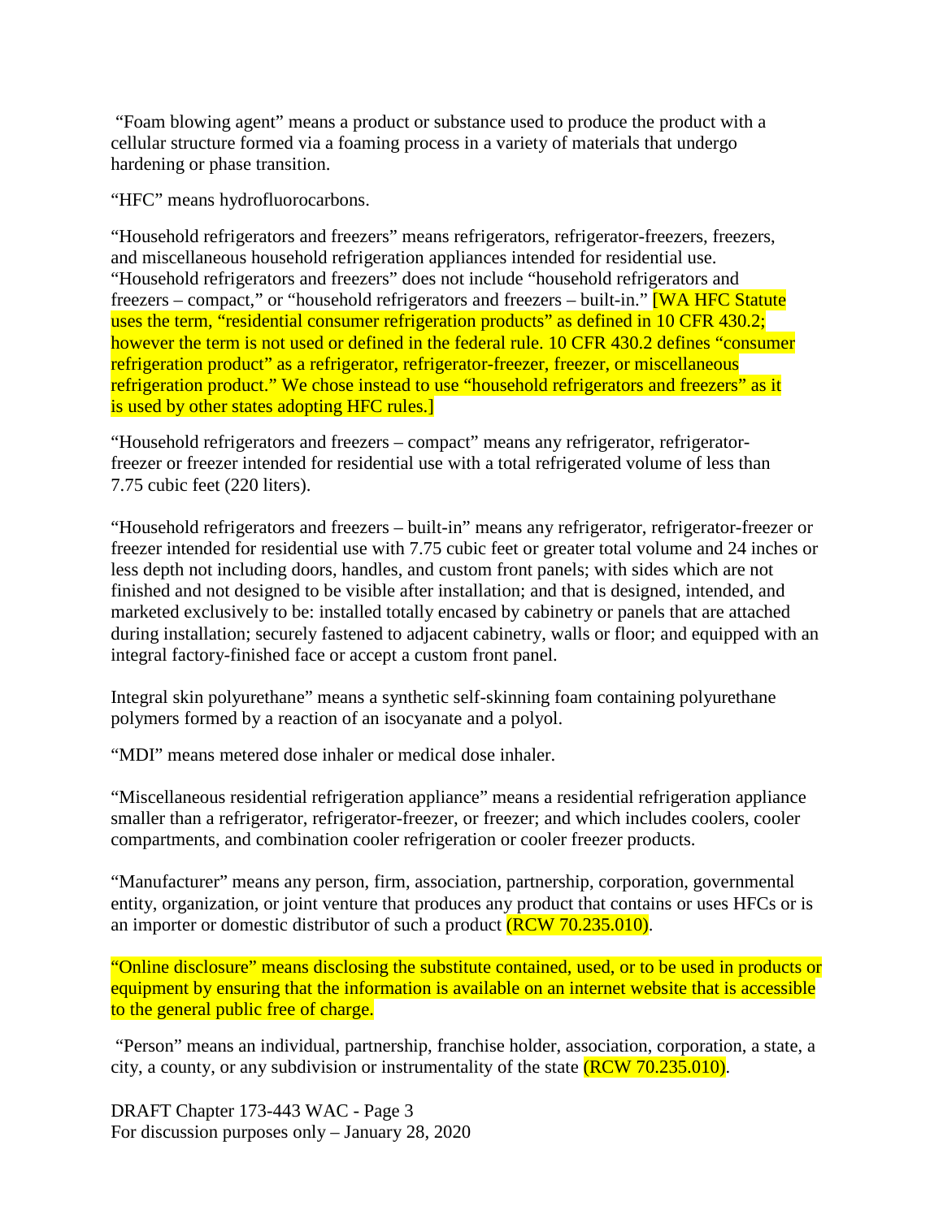"Foam blowing agent" means a product or substance used to produce the product with a cellular structure formed via a foaming process in a variety of materials that undergo hardening or phase transition.

"HFC" means hydrofluorocarbons.

"Household refrigerators and freezers" means refrigerators, refrigerator-freezers, freezers, and miscellaneous household refrigeration appliances intended for residential use. "Household refrigerators and freezers" does not include "household refrigerators and freezers – compact," or "household refrigerators and freezers – built-in." [WA HFC Statute uses the term, "residential consumer refrigeration products" as defined in 10 CFR 430.2; however the term is not used or defined in the federal rule. 10 CFR 430.2 defines "consumer refrigeration product" as a refrigerator, refrigerator-freezer, freezer, or miscellaneous refrigeration product." We chose instead to use "household refrigerators and freezers" as it is used by other states adopting HFC rules.]

"Household refrigerators and freezers – compact" means any refrigerator, refrigerator-freezer or freezer intended for residential use with a total refrigerated volume of less than 7.75 cubic feet (220 liters).

"Household refrigerators and freezers – built-in" means any refrigerator, refrigerator-freezer or freezer intended for residential use with 7.75 cubic feet or greater total volume and 24 inches or less depth not including doors, handles, and custom front panels; with sides which are not finished and not designed to be visible after installation; and that is designed, intended, and marketed exclusively to be: installed totally encased by cabinetry or panels that are attached during installation; securely fastened to adjacent cabinetry, walls or floor; and equipped with an integral factory-finished face or accept a custom front panel.

Integral skin polyurethane" means a synthetic self-skinning foam containing polyurethane polymers formed by a reaction of an isocyanate and a polyol.

"MDI" means metered dose inhaler or medical dose inhaler.

"Miscellaneous residential refrigeration appliance" means a residential refrigeration appliance smaller than a refrigerator, refrigerator-freezer, or freezer; and which includes coolers, cooler compartments, and combination cooler refrigeration or cooler freezer products.

"Manufacturer" means any person, firm, association, partnership, corporation, governmental entity, organization, or joint venture that produces any product that contains or uses HFCs or is an importer or domestic distributor of such a product (RCW 70.235.010).

"Online disclosure" means disclosing the substitute contained, used, or to be used in products or equipment by ensuring that the information is available on an internet website that is accessible to the general public free of charge.

"Person" means an individual, partnership, franchise holder, association, corporation, a state, a city, a county, or any subdivision or instrumentality of the state (RCW 70.235.010).

DRAFT Chapter 173-443 WAC - Page 3
For discussion purposes only – January 28, 2020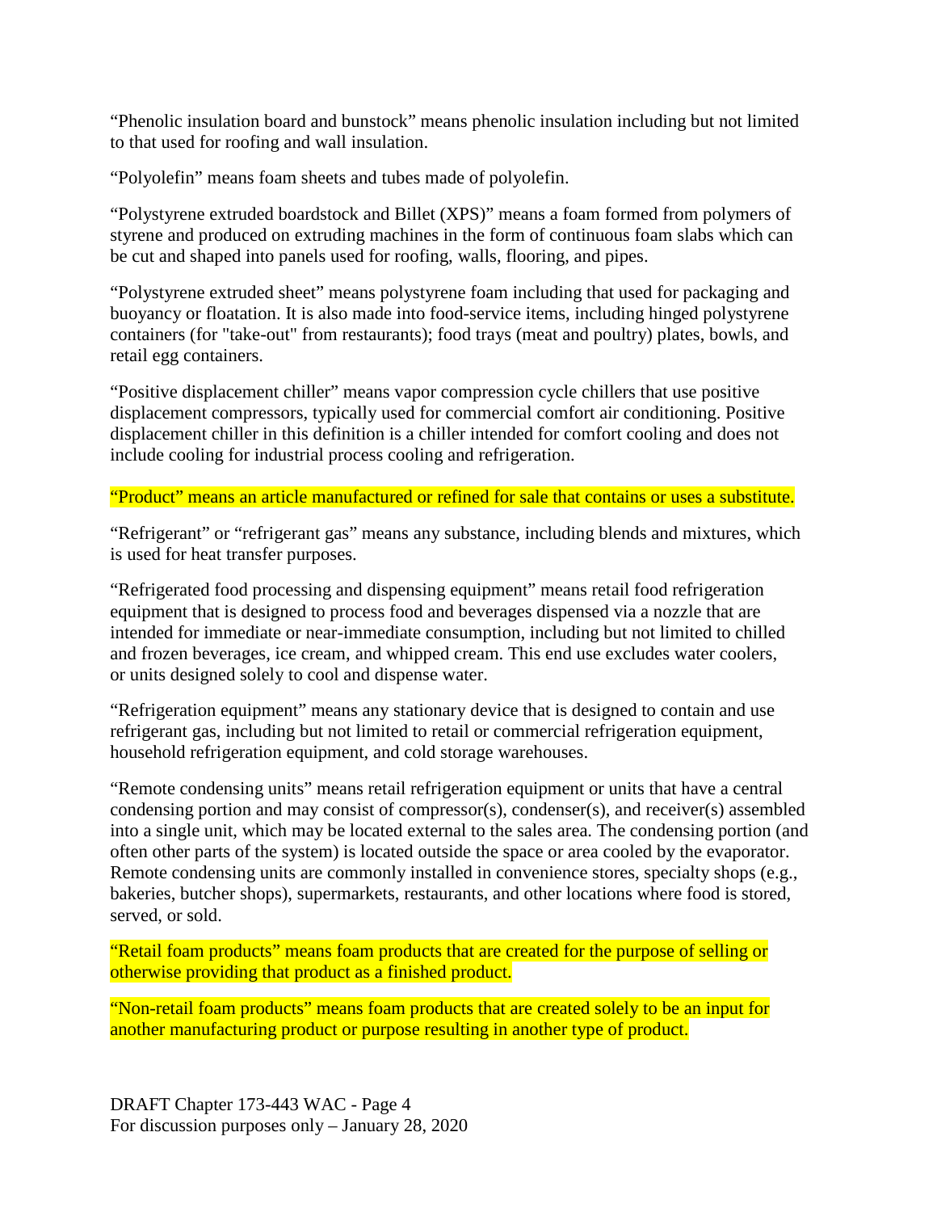"Phenolic insulation board and bunstock" means phenolic insulation including but not limited to that used for roofing and wall insulation.

"Polyolefin" means foam sheets and tubes made of polyolefin.

"Polystyrene extruded boardstock and Billet (XPS)" means a foam formed from polymers of styrene and produced on extruding machines in the form of continuous foam slabs which can be cut and shaped into panels used for roofing, walls, flooring, and pipes.

"Polystyrene extruded sheet" means polystyrene foam including that used for packaging and buoyancy or floatation. It is also made into food-service items, including hinged polystyrene containers (for "take-out" from restaurants); food trays (meat and poultry) plates, bowls, and retail egg containers.

"Positive displacement chiller" means vapor compression cycle chillers that use positive displacement compressors, typically used for commercial comfort air conditioning. Positive displacement chiller in this definition is a chiller intended for comfort cooling and does not include cooling for industrial process cooling and refrigeration.

"Product" means an article manufactured or refined for sale that contains or uses a substitute.

"Refrigerant" or "refrigerant gas" means any substance, including blends and mixtures, which is used for heat transfer purposes.

"Refrigerated food processing and dispensing equipment" means retail food refrigeration equipment that is designed to process food and beverages dispensed via a nozzle that are intended for immediate or near-immediate consumption, including but not limited to chilled and frozen beverages, ice cream, and whipped cream. This end use excludes water coolers, or units designed solely to cool and dispense water.

"Refrigeration equipment" means any stationary device that is designed to contain and use refrigerant gas, including but not limited to retail or commercial refrigeration equipment, household refrigeration equipment, and cold storage warehouses.

"Remote condensing units" means retail refrigeration equipment or units that have a central condensing portion and may consist of compressor(s), condenser(s), and receiver(s) assembled into a single unit, which may be located external to the sales area. The condensing portion (and often other parts of the system) is located outside the space or area cooled by the evaporator. Remote condensing units are commonly installed in convenience stores, specialty shops (e.g., bakeries, butcher shops), supermarkets, restaurants, and other locations where food is stored, served, or sold.

"Retail foam products" means foam products that are created for the purpose of selling or otherwise providing that product as a finished product.

"Non-retail foam products" means foam products that are created solely to be an input for another manufacturing product or purpose resulting in another type of product.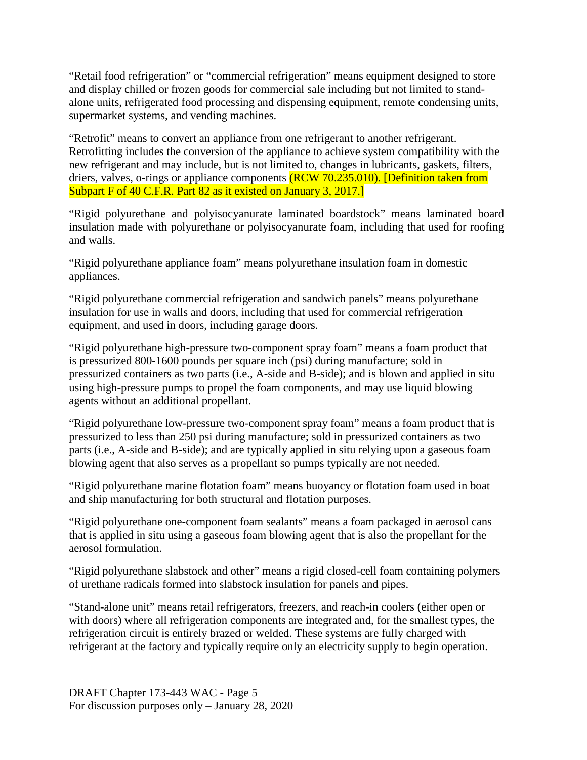"Retail food refrigeration" or "commercial refrigeration" means equipment designed to store and display chilled or frozen goods for commercial sale including but not limited to stand-alone units, refrigerated food processing and dispensing equipment, remote condensing units, supermarket systems, and vending machines.

"Retrofit" means to convert an appliance from one refrigerant to another refrigerant. Retrofitting includes the conversion of the appliance to achieve system compatibility with the new refrigerant and may include, but is not limited to, changes in lubricants, gaskets, filters, driers, valves, o-rings or appliance components (RCW 70.235.010). [Definition taken from Subpart F of 40 C.F.R. Part 82 as it existed on January 3, 2017.]

"Rigid polyurethane and polyisocyanurate laminated boardstock" means laminated board insulation made with polyurethane or polyisocyanurate foam, including that used for roofing and walls.

"Rigid polyurethane appliance foam" means polyurethane insulation foam in domestic appliances.

"Rigid polyurethane commercial refrigeration and sandwich panels" means polyurethane insulation for use in walls and doors, including that used for commercial refrigeration equipment, and used in doors, including garage doors.

"Rigid polyurethane high-pressure two-component spray foam" means a foam product that is pressurized 800-1600 pounds per square inch (psi) during manufacture; sold in pressurized containers as two parts (i.e., A-side and B-side); and is blown and applied in situ using high-pressure pumps to propel the foam components, and may use liquid blowing agents without an additional propellant.

"Rigid polyurethane low-pressure two-component spray foam" means a foam product that is pressurized to less than 250 psi during manufacture; sold in pressurized containers as two parts (i.e., A-side and B-side); and are typically applied in situ relying upon a gaseous foam blowing agent that also serves as a propellant so pumps typically are not needed.

"Rigid polyurethane marine flotation foam" means buoyancy or flotation foam used in boat and ship manufacturing for both structural and flotation purposes.

"Rigid polyurethane one-component foam sealants" means a foam packaged in aerosol cans that is applied in situ using a gaseous foam blowing agent that is also the propellant for the aerosol formulation.

"Rigid polyurethane slabstock and other" means a rigid closed-cell foam containing polymers of urethane radicals formed into slabstock insulation for panels and pipes.

"Stand-alone unit" means retail refrigerators, freezers, and reach-in coolers (either open or with doors) where all refrigeration components are integrated and, for the smallest types, the refrigeration circuit is entirely brazed or welded. These systems are fully charged with refrigerant at the factory and typically require only an electricity supply to begin operation.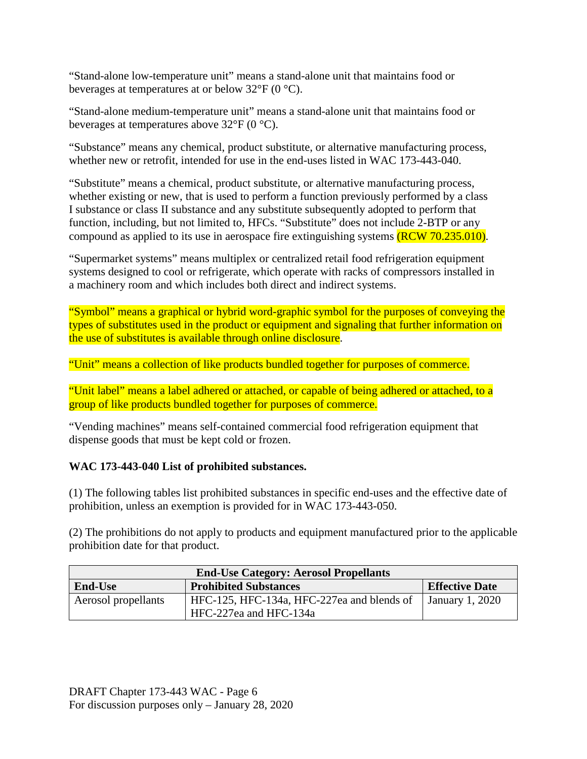"Stand-alone low-temperature unit" means a stand-alone unit that maintains food or beverages at temperatures at or below 32°F (0 °C).

"Stand-alone medium-temperature unit" means a stand-alone unit that maintains food or beverages at temperatures above 32°F (0 °C).

"Substance" means any chemical, product substitute, or alternative manufacturing process, whether new or retrofit, intended for use in the end-uses listed in WAC 173-443-040.

"Substitute" means a chemical, product substitute, or alternative manufacturing process, whether existing or new, that is used to perform a function previously performed by a class I substance or class II substance and any substitute subsequently adopted to perform that function, including, but not limited to, HFCs. "Substitute" does not include 2-BTP or any compound as applied to its use in aerospace fire extinguishing systems (RCW 70.235.010).

"Supermarket systems" means multiplex or centralized retail food refrigeration equipment systems designed to cool or refrigerate, which operate with racks of compressors installed in a machinery room and which includes both direct and indirect systems.

"Symbol" means a graphical or hybrid word-graphic symbol for the purposes of conveying the types of substitutes used in the product or equipment and signaling that further information on the use of substitutes is available through online disclosure.

"Unit" means a collection of like products bundled together for purposes of commerce.

"Unit label" means a label adhered or attached, or capable of being adhered or attached, to a group of like products bundled together for purposes of commerce.

"Vending machines" means self-contained commercial food refrigeration equipment that dispense goods that must be kept cold or frozen.

**WAC 173-443-040 List of prohibited substances.**

(1) The following tables list prohibited substances in specific end-uses and the effective date of prohibition, unless an exemption is provided for in WAC 173-443-050.

(2) The prohibitions do not apply to products and equipment manufactured prior to the applicable prohibition date for that product.

| End-Use Category: Aerosol Propellants | | |
|---|---|---|
| **End-Use** | **Prohibited Substances** | **Effective Date** |
| Aerosol propellants | HFC-125, HFC-134a, HFC-227ea and blends of HFC-227ea and HFC-134a | January 1, 2020 |

DRAFT Chapter 173-443 WAC - Page 6
For discussion purposes only – January 28, 2020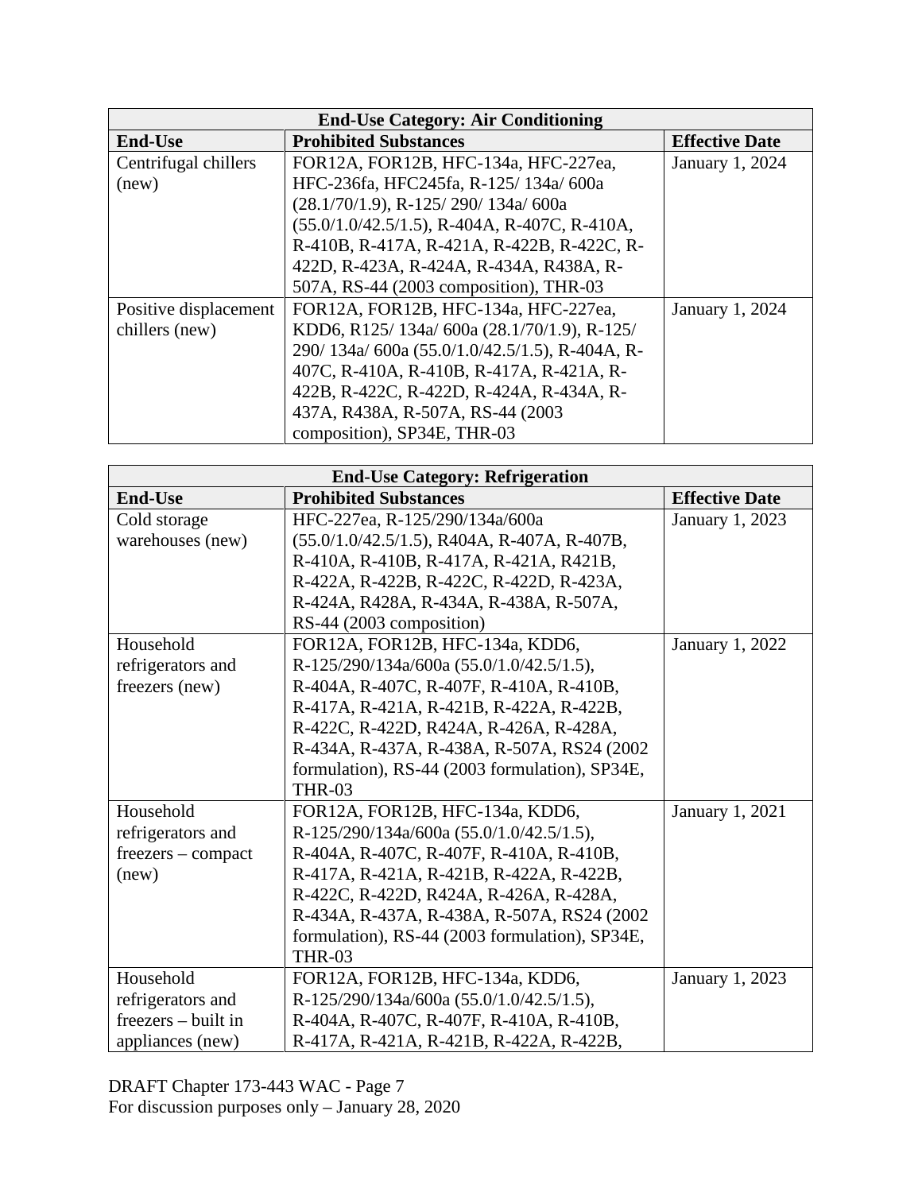| End-Use Category: Air Conditioning | | |
|---|---|---|
| **End-Use** | **Prohibited Substances** | **Effective Date** |
| Centrifugal chillers (new) | FOR12A, FOR12B, HFC-134a, HFC-227ea, HFC-236fa, HFC245fa, R-125/ 134a/ 600a (28.1/70/1.9), R-125/ 290/ 134a/ 600a (55.0/1.0/42.5/1.5), R-404A, R-407C, R-410A, R-410B, R-417A, R-421A, R-422B, R-422C, R-422D, R-423A, R-424A, R-434A, R438A, R-507A, RS-44 (2003 composition), THR-03 | January 1, 2024 |
| Positive displacement chillers (new) | FOR12A, FOR12B, HFC-134a, HFC-227ea, KDD6, R125/ 134a/ 600a (28.1/70/1.9), R-125/ 290/ 134a/ 600a (55.0/1.0/42.5/1.5), R-404A, R-407C, R-410A, R-410B, R-417A, R-421A, R-422B, R-422C, R-422D, R-424A, R-434A, R-437A, R438A, R-507A, RS-44 (2003 composition), SP34E, THR-03 | January 1, 2024 |

| End-Use Category: Refrigeration | | |
|---|---|---|
| **End-Use** | **Prohibited Substances** | **Effective Date** |
| Cold storage warehouses (new) | HFC-227ea, R-125/290/134a/600a (55.0/1.0/42.5/1.5), R404A, R-407A, R-407B, R-410A, R-410B, R-417A, R-421A, R421B, R-422A, R-422B, R-422C, R-422D, R-423A, R-424A, R428A, R-434A, R-438A, R-507A, RS-44 (2003 composition) | January 1, 2023 |
| Household refrigerators and freezers (new) | FOR12A, FOR12B, HFC-134a, KDD6, R-125/290/134a/600a (55.0/1.0/42.5/1.5), R-404A, R-407C, R-407F, R-410A, R-410B, R-417A, R-421A, R-421B, R-422A, R-422B, R-422C, R-422D, R424A, R-426A, R-428A, R-434A, R-437A, R-438A, R-507A, RS24 (2002 formulation), RS-44 (2003 formulation), SP34E, THR-03 | January 1, 2022 |
| Household refrigerators and freezers – compact (new) | FOR12A, FOR12B, HFC-134a, KDD6, R-125/290/134a/600a (55.0/1.0/42.5/1.5), R-404A, R-407C, R-407F, R-410A, R-410B, R-417A, R-421A, R-421B, R-422A, R-422B, R-422C, R-422D, R424A, R-426A, R-428A, R-434A, R-437A, R-438A, R-507A, RS24 (2002 formulation), RS-44 (2003 formulation), SP34E, THR-03 | January 1, 2021 |
| Household refrigerators and freezers – built in appliances (new) | FOR12A, FOR12B, HFC-134a, KDD6, R-125/290/134a/600a (55.0/1.0/42.5/1.5), R-404A, R-407C, R-407F, R-410A, R-410B, R-417A, R-421A, R-421B, R-422A, R-422B, | January 1, 2023 |

DRAFT Chapter 173-443 WAC - Page 7
For discussion purposes only – January 28, 2020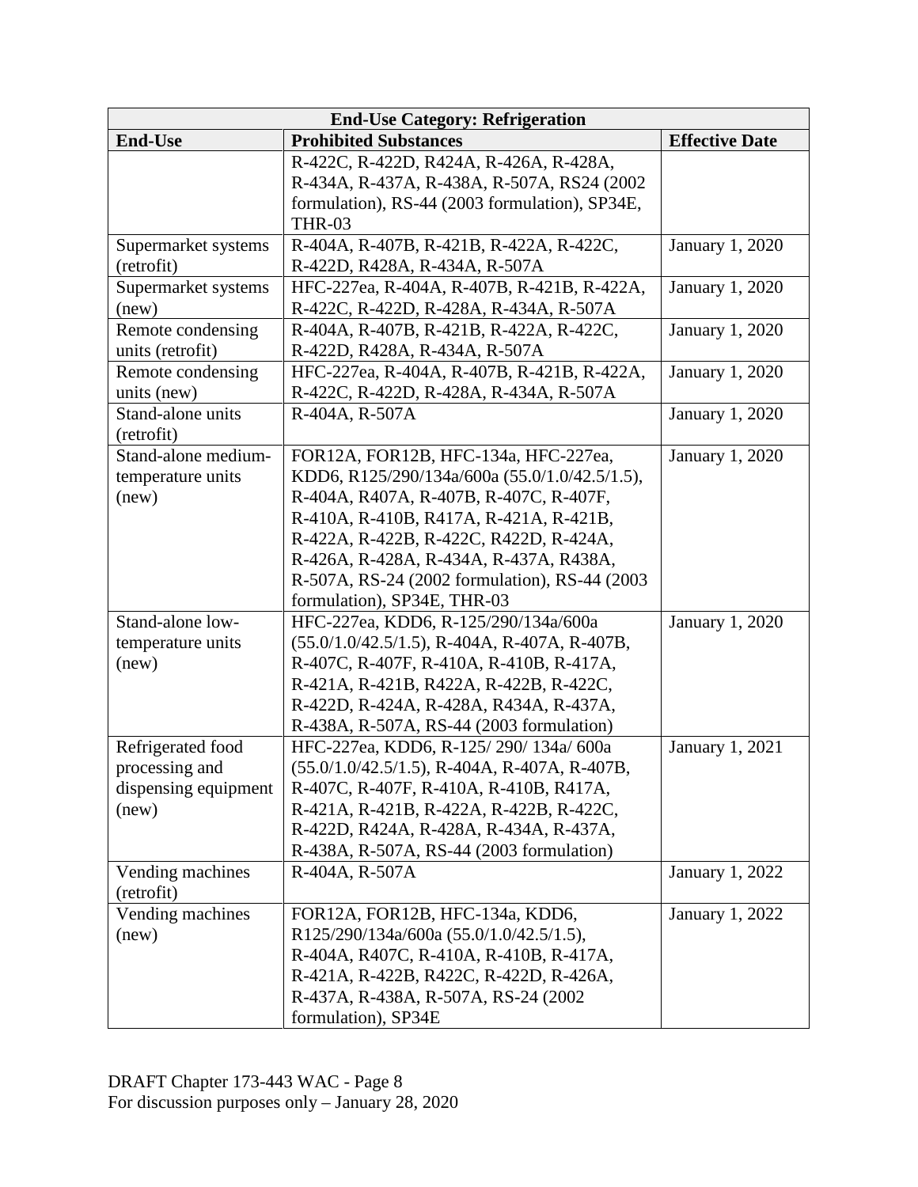| End-Use Category: Refrigeration | | |
|---|---|---|
| **End-Use** | **Prohibited Substances** | **Effective Date** |
| | R-422C, R-422D, R424A, R-426A, R-428A, R-434A, R-437A, R-438A, R-507A, RS24 (2002 formulation), RS-44 (2003 formulation), SP34E, THR-03 | |
| Supermarket systems (retrofit) | R-404A, R-407B, R-421B, R-422A, R-422C, R-422D, R428A, R-434A, R-507A | January 1, 2020 |
| Supermarket systems (new) | HFC-227ea, R-404A, R-407B, R-421B, R-422A, R-422C, R-422D, R-428A, R-434A, R-507A | January 1, 2020 |
| Remote condensing units (retrofit) | R-404A, R-407B, R-421B, R-422A, R-422C, R-422D, R428A, R-434A, R-507A | January 1, 2020 |
| Remote condensing units (new) | HFC-227ea, R-404A, R-407B, R-421B, R-422A, R-422C, R-422D, R-428A, R-434A, R-507A | January 1, 2020 |
| Stand-alone units (retrofit) | R-404A, R-507A | January 1, 2020 |
| Stand-alone medium-temperature units (new) | FOR12A, FOR12B, HFC-134a, HFC-227ea, KDD6, R125/290/134a/600a (55.0/1.0/42.5/1.5), R-404A, R407A, R-407B, R-407C, R-407F, R-410A, R-410B, R417A, R-421A, R-421B, R-422A, R-422B, R-422C, R422D, R-424A, R-426A, R-428A, R-434A, R-437A, R438A, R-507A, RS-24 (2002 formulation), RS-44 (2003 formulation), SP34E, THR-03 | January 1, 2020 |
| Stand-alone low-temperature units (new) | HFC-227ea, KDD6, R-125/290/134a/600a (55.0/1.0/42.5/1.5), R-404A, R-407A, R-407B, R-407C, R-407F, R-410A, R-410B, R-417A, R-421A, R-421B, R422A, R-422B, R-422C, R-422D, R-424A, R-428A, R434A, R-437A, R-438A, R-507A, RS-44 (2003 formulation) | January 1, 2020 |
| Refrigerated food processing and dispensing equipment (new) | HFC-227ea, KDD6, R-125/ 290/ 134a/ 600a (55.0/1.0/42.5/1.5), R-404A, R-407A, R-407B, R-407C, R-407F, R-410A, R-410B, R417A, R-421A, R-421B, R-422A, R-422B, R-422C, R-422D, R424A, R-428A, R-434A, R-437A, R-438A, R-507A, RS-44 (2003 formulation) | January 1, 2021 |
| Vending machines (retrofit) | R-404A, R-507A | January 1, 2022 |
| Vending machines (new) | FOR12A, FOR12B, HFC-134a, KDD6, R125/290/134a/600a (55.0/1.0/42.5/1.5), R-404A, R407C, R-410A, R-410B, R-417A, R-421A, R-422B, R422C, R-422D, R-426A, R-437A, R-438A, R-507A, RS-24 (2002 formulation), SP34E | January 1, 2022 |

DRAFT Chapter 173-443 WAC - Page 8
For discussion purposes only – January 28, 2020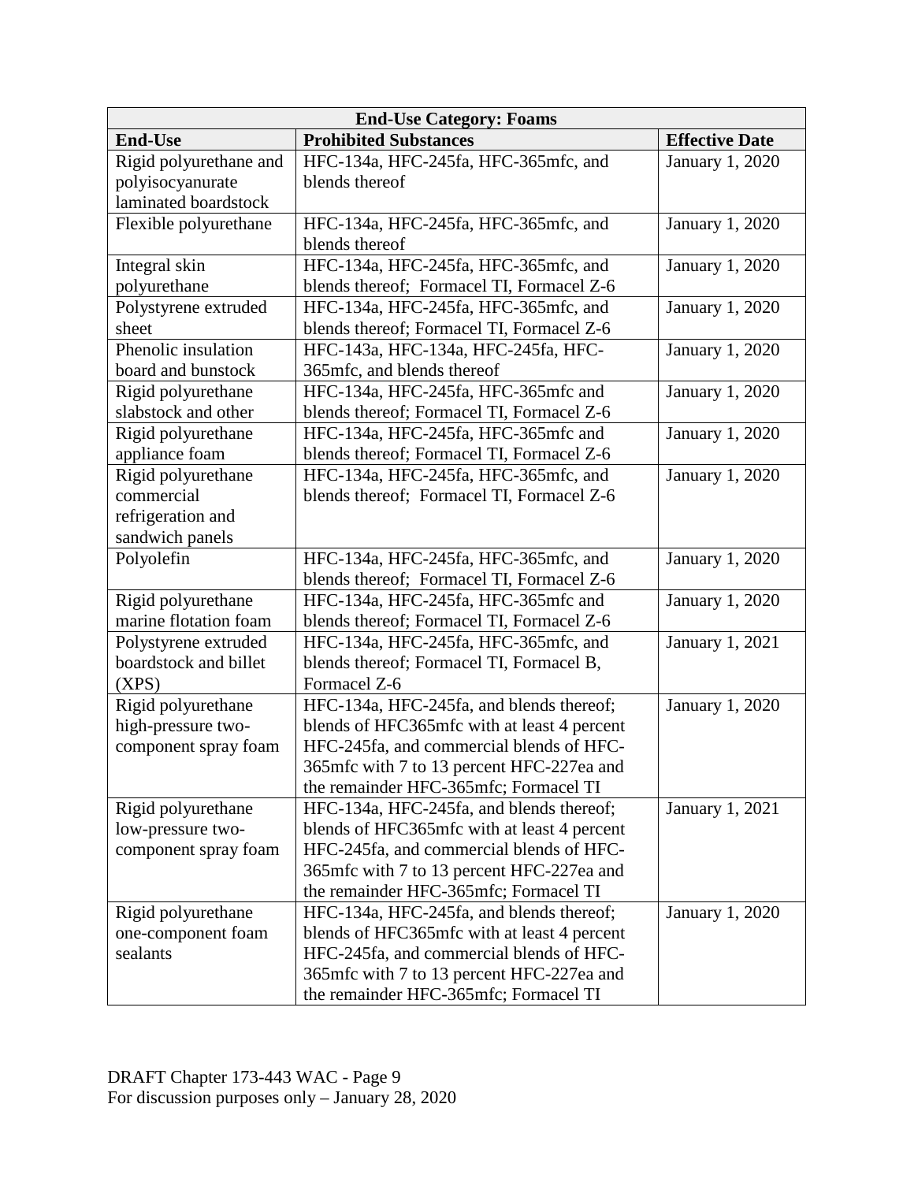| End-Use Category: Foams | | |
|---|---|---|
| **End-Use** | **Prohibited Substances** | **Effective Date** |
| Rigid polyurethane and polyisocyanurate laminated boardstock | HFC-134a, HFC-245fa, HFC-365mfc, and blends thereof | January 1, 2020 |
| Flexible polyurethane | HFC-134a, HFC-245fa, HFC-365mfc, and blends thereof | January 1, 2020 |
| Integral skin polyurethane | HFC-134a, HFC-245fa, HFC-365mfc, and blends thereof; Formacel TI, Formacel Z-6 | January 1, 2020 |
| Polystyrene extruded sheet | HFC-134a, HFC-245fa, HFC-365mfc, and blends thereof; Formacel TI, Formacel Z-6 | January 1, 2020 |
| Phenolic insulation board and bunstock | HFC-143a, HFC-134a, HFC-245fa, HFC-365mfc, and blends thereof | January 1, 2020 |
| Rigid polyurethane slabstock and other | HFC-134a, HFC-245fa, HFC-365mfc and blends thereof; Formacel TI, Formacel Z-6 | January 1, 2020 |
| Rigid polyurethane appliance foam | HFC-134a, HFC-245fa, HFC-365mfc and blends thereof; Formacel TI, Formacel Z-6 | January 1, 2020 |
| Rigid polyurethane commercial refrigeration and sandwich panels | HFC-134a, HFC-245fa, HFC-365mfc, and blends thereof; Formacel TI, Formacel Z-6 | January 1, 2020 |
| Polyolefin | HFC-134a, HFC-245fa, HFC-365mfc, and blends thereof; Formacel TI, Formacel Z-6 | January 1, 2020 |
| Rigid polyurethane marine flotation foam | HFC-134a, HFC-245fa, HFC-365mfc and blends thereof; Formacel TI, Formacel Z-6 | January 1, 2020 |
| Polystyrene extruded boardstock and billet (XPS) | HFC-134a, HFC-245fa, HFC-365mfc, and blends thereof; Formacel TI, Formacel B, Formacel Z-6 | January 1, 2021 |
| Rigid polyurethane high-pressure two-component spray foam | HFC-134a, HFC-245fa, and blends thereof; blends of HFC365mfc with at least 4 percent HFC-245fa, and commercial blends of HFC-365mfc with 7 to 13 percent HFC-227ea and the remainder HFC-365mfc; Formacel TI | January 1, 2020 |
| Rigid polyurethane low-pressure two-component spray foam | HFC-134a, HFC-245fa, and blends thereof; blends of HFC365mfc with at least 4 percent HFC-245fa, and commercial blends of HFC-365mfc with 7 to 13 percent HFC-227ea and the remainder HFC-365mfc; Formacel TI | January 1, 2021 |
| Rigid polyurethane one-component foam sealants | HFC-134a, HFC-245fa, and blends thereof; blends of HFC365mfc with at least 4 percent HFC-245fa, and commercial blends of HFC-365mfc with 7 to 13 percent HFC-227ea and the remainder HFC-365mfc; Formacel TI | January 1, 2020 |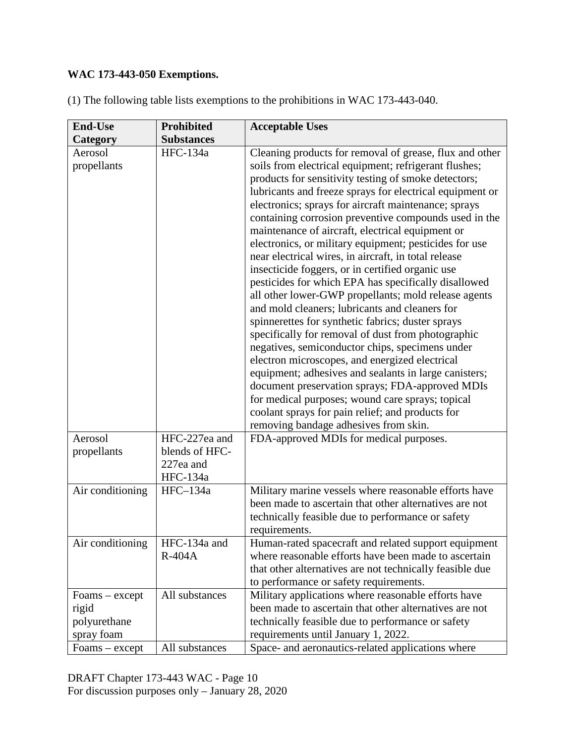**WAC 173-443-050 Exemptions.**

(1) The following table lists exemptions to the prohibitions in WAC 173-443-040.

| End-Use Category | Prohibited Substances | Acceptable Uses |
|---|---|---|
| Aerosol propellants | HFC-134a | Cleaning products for removal of grease, flux and other soils from electrical equipment; refrigerant flushes; products for sensitivity testing of smoke detectors; lubricants and freeze sprays for electrical equipment or electronics; sprays for aircraft maintenance; sprays containing corrosion preventive compounds used in the maintenance of aircraft, electrical equipment or electronics, or military equipment; pesticides for use near electrical wires, in aircraft, in total release insecticide foggers, or in certified organic use pesticides for which EPA has specifically disallowed all other lower-GWP propellants; mold release agents and mold cleaners; lubricants and cleaners for spinnerettes for synthetic fabrics; duster sprays specifically for removal of dust from photographic negatives, semiconductor chips, specimens under electron microscopes, and energized electrical equipment; adhesives and sealants in large canisters; document preservation sprays; FDA-approved MDIs for medical purposes; wound care sprays; topical coolant sprays for pain relief; and products for removing bandage adhesives from skin. |
| Aerosol propellants | HFC-227ea and blends of HFC-227ea and HFC-134a | FDA-approved MDIs for medical purposes. |
| Air conditioning | HFC–134a | Military marine vessels where reasonable efforts have been made to ascertain that other alternatives are not technically feasible due to performance or safety requirements. |
| Air conditioning | HFC-134a and R-404A | Human-rated spacecraft and related support equipment where reasonable efforts have been made to ascertain that other alternatives are not technically feasible due to performance or safety requirements. |
| Foams – except rigid polyurethane spray foam | All substances | Military applications where reasonable efforts have been made to ascertain that other alternatives are not technically feasible due to performance or safety requirements until January 1, 2022. |
| Foams – except | All substances | Space- and aeronautics-related applications where |

DRAFT Chapter 173-443 WAC - Page 10
For discussion purposes only – January 28, 2020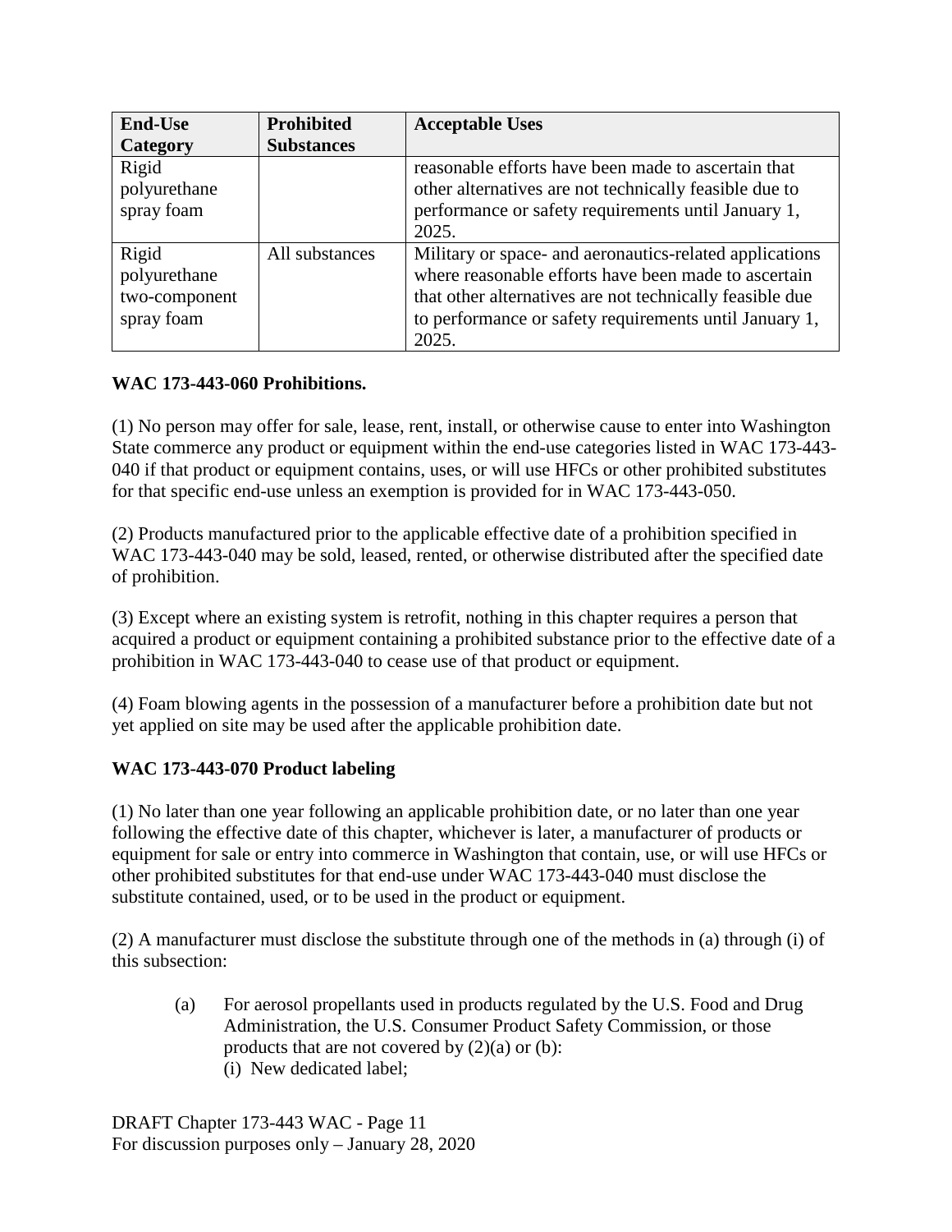| End-Use Category | Prohibited Substances | Acceptable Uses |
| --- | --- | --- |
| Rigid polyurethane spray foam | | reasonable efforts have been made to ascertain that other alternatives are not technically feasible due to performance or safety requirements until January 1, 2025. |
| Rigid polyurethane two-component spray foam | All substances | Military or space- and aeronautics-related applications where reasonable efforts have been made to ascertain that other alternatives are not technically feasible due to performance or safety requirements until January 1, 2025. |

**WAC 173-443-060 Prohibitions.**

(1) No person may offer for sale, lease, rent, install, or otherwise cause to enter into Washington State commerce any product or equipment within the end-use categories listed in WAC 173-443-040 if that product or equipment contains, uses, or will use HFCs or other prohibited substitutes for that specific end-use unless an exemption is provided for in WAC 173-443-050.

(2) Products manufactured prior to the applicable effective date of a prohibition specified in WAC 173-443-040 may be sold, leased, rented, or otherwise distributed after the specified date of prohibition.

(3) Except where an existing system is retrofit, nothing in this chapter requires a person that acquired a product or equipment containing a prohibited substance prior to the effective date of a prohibition in WAC 173-443-040 to cease use of that product or equipment.

(4) Foam blowing agents in the possession of a manufacturer before a prohibition date but not yet applied on site may be used after the applicable prohibition date.

**WAC 173-443-070 Product labeling**

(1) No later than one year following an applicable prohibition date, or no later than one year following the effective date of this chapter, whichever is later, a manufacturer of products or equipment for sale or entry into commerce in Washington that contain, use, or will use HFCs or other prohibited substitutes for that end-use under WAC 173-443-040 must disclose the substitute contained, used, or to be used in the product or equipment.

(2) A manufacturer must disclose the substitute through one of the methods in (a) through (i) of this subsection:

(a) For aerosol propellants used in products regulated by the U.S. Food and Drug Administration, the U.S. Consumer Product Safety Commission, or those products that are not covered by (2)(a) or (b):
   (i) New dedicated label;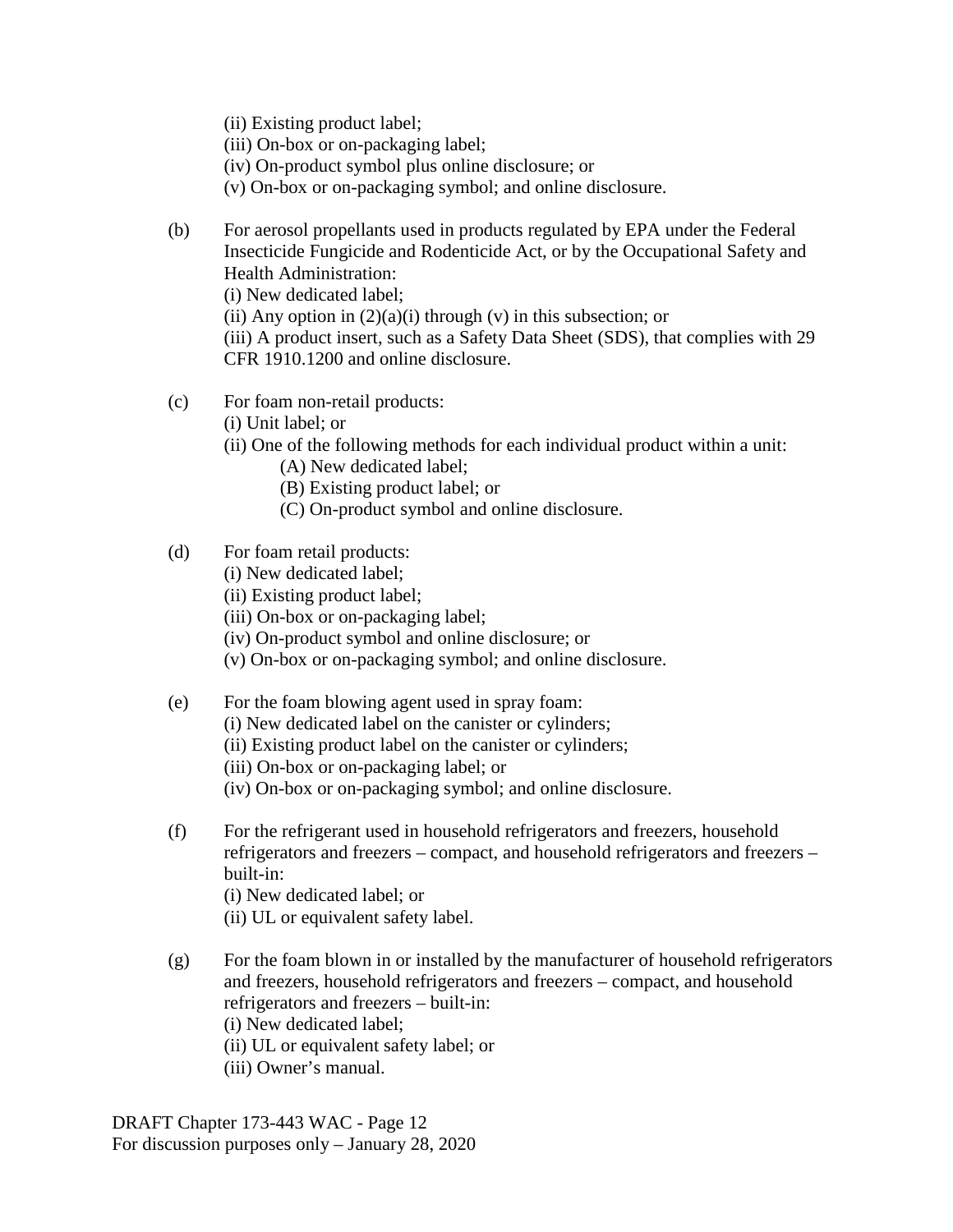(ii) Existing product label;
(iii) On-box or on-packaging label;
(iv) On-product symbol plus online disclosure; or
(v) On-box or on-packaging symbol; and online disclosure.

(b) For aerosol propellants used in products regulated by EPA under the Federal Insecticide Fungicide and Rodenticide Act, or by the Occupational Safety and Health Administration:
(i) New dedicated label;
(ii) Any option in (2)(a)(i) through (v) in this subsection; or
(iii) A product insert, such as a Safety Data Sheet (SDS), that complies with 29 CFR 1910.1200 and online disclosure.

(c) For foam non-retail products:
(i) Unit label; or
(ii) One of the following methods for each individual product within a unit:
(A) New dedicated label;
(B) Existing product label; or
(C) On-product symbol and online disclosure.

(d) For foam retail products:
(i) New dedicated label;
(ii) Existing product label;
(iii) On-box or on-packaging label;
(iv) On-product symbol and online disclosure; or
(v) On-box or on-packaging symbol; and online disclosure.

(e) For the foam blowing agent used in spray foam:
(i) New dedicated label on the canister or cylinders;
(ii) Existing product label on the canister or cylinders;
(iii) On-box or on-packaging label; or
(iv) On-box or on-packaging symbol; and online disclosure.

(f) For the refrigerant used in household refrigerators and freezers, household refrigerators and freezers – compact, and household refrigerators and freezers – built-in:
(i) New dedicated label; or
(ii) UL or equivalent safety label.

(g) For the foam blown in or installed by the manufacturer of household refrigerators and freezers, household refrigerators and freezers – compact, and household refrigerators and freezers – built-in:
(i) New dedicated label;
(ii) UL or equivalent safety label; or
(iii) Owner's manual.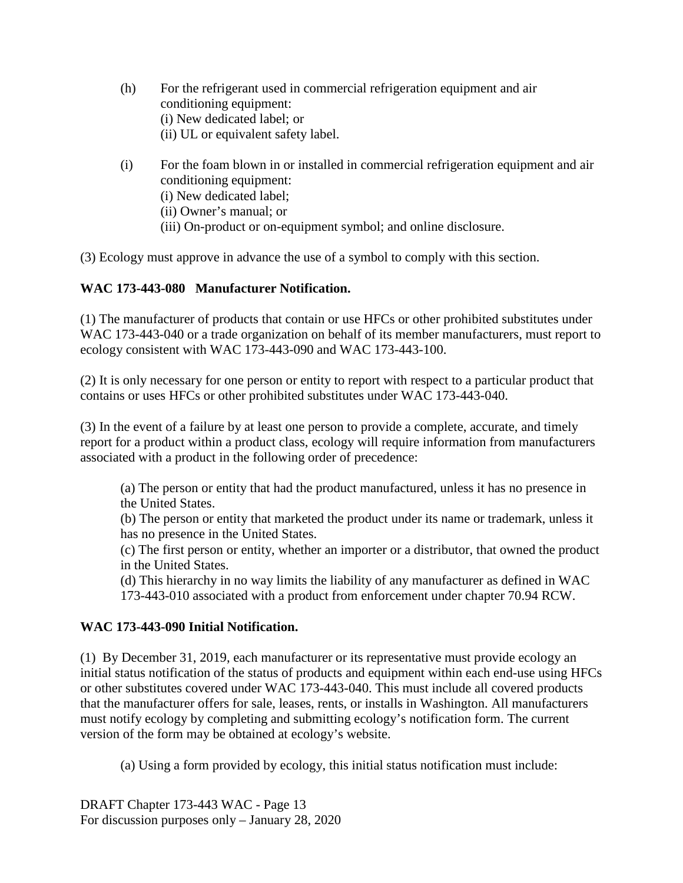(h) For the refrigerant used in commercial refrigeration equipment and air conditioning equipment:
(i) New dedicated label; or
(ii) UL or equivalent safety label.

(i) For the foam blown in or installed in commercial refrigeration equipment and air conditioning equipment:
(i) New dedicated label;
(ii) Owner's manual; or
(iii) On-product or on-equipment symbol; and online disclosure.

(3) Ecology must approve in advance the use of a symbol to comply with this section.

**WAC 173-443-080 Manufacturer Notification.**

(1) The manufacturer of products that contain or use HFCs or other prohibited substitutes under WAC 173-443-040 or a trade organization on behalf of its member manufacturers, must report to ecology consistent with WAC 173-443-090 and WAC 173-443-100.

(2) It is only necessary for one person or entity to report with respect to a particular product that contains or uses HFCs or other prohibited substitutes under WAC 173-443-040.

(3) In the event of a failure by at least one person to provide a complete, accurate, and timely report for a product within a product class, ecology will require information from manufacturers associated with a product in the following order of precedence:

(a) The person or entity that had the product manufactured, unless it has no presence in the United States.
(b) The person or entity that marketed the product under its name or trademark, unless it has no presence in the United States.
(c) The first person or entity, whether an importer or a distributor, that owned the product in the United States.
(d) This hierarchy in no way limits the liability of any manufacturer as defined in WAC 173-443-010 associated with a product from enforcement under chapter 70.94 RCW.

**WAC 173-443-090 Initial Notification.**

(1) By December 31, 2019, each manufacturer or its representative must provide ecology an initial status notification of the status of products and equipment within each end-use using HFCs or other substitutes covered under WAC 173-443-040. This must include all covered products that the manufacturer offers for sale, leases, rents, or installs in Washington. All manufacturers must notify ecology by completing and submitting ecology's notification form. The current version of the form may be obtained at ecology's website.

(a) Using a form provided by ecology, this initial status notification must include: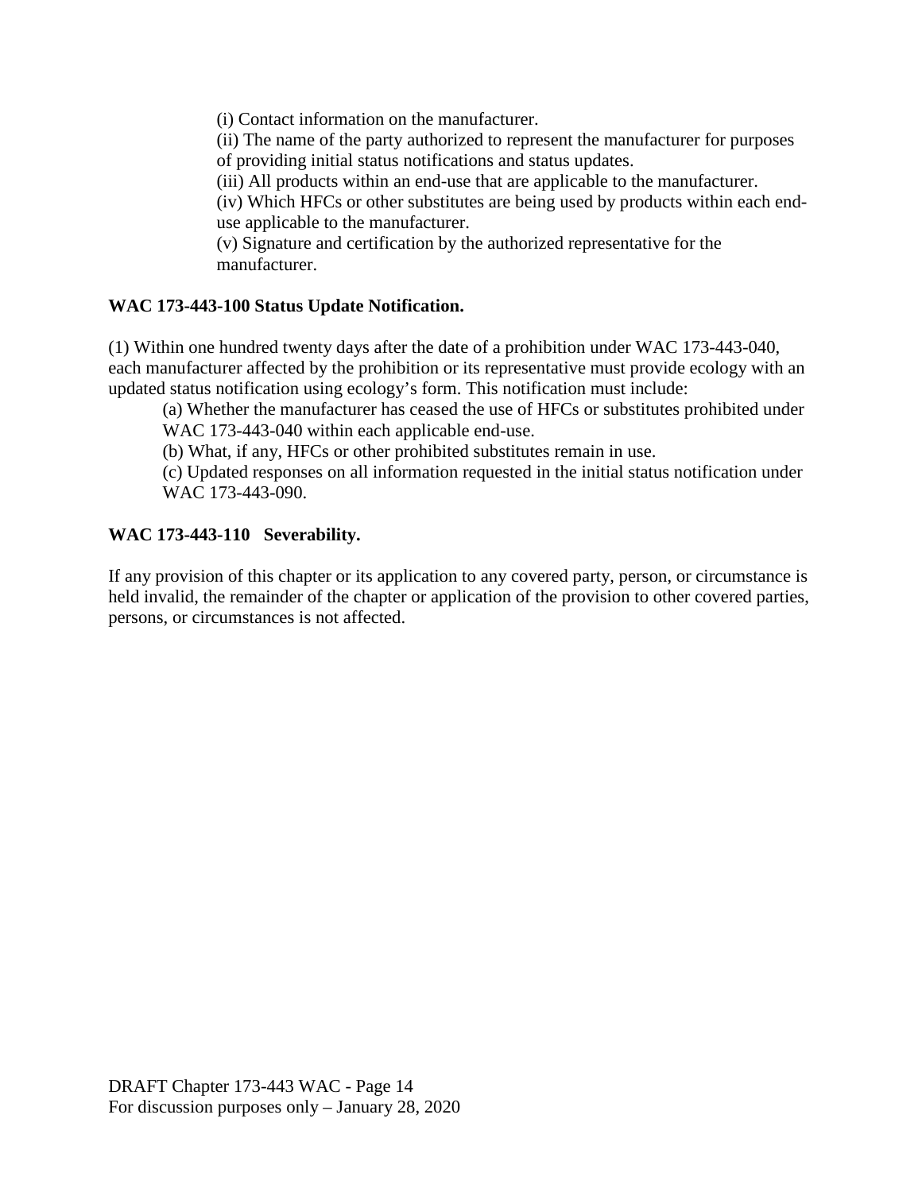(i) Contact information on the manufacturer.

(ii) The name of the party authorized to represent the manufacturer for purposes of providing initial status notifications and status updates.

(iii) All products within an end-use that are applicable to the manufacturer.

(iv) Which HFCs or other substitutes are being used by products within each end-use applicable to the manufacturer.

(v) Signature and certification by the authorized representative for the manufacturer.

**WAC 173-443-100 Status Update Notification.**

(1) Within one hundred twenty days after the date of a prohibition under WAC 173-443-040, each manufacturer affected by the prohibition or its representative must provide ecology with an updated status notification using ecology's form. This notification must include:

(a) Whether the manufacturer has ceased the use of HFCs or substitutes prohibited under WAC 173-443-040 within each applicable end-use.

(b) What, if any, HFCs or other prohibited substitutes remain in use.

(c) Updated responses on all information requested in the initial status notification under WAC 173-443-090.

**WAC 173-443-110 Severability.**

If any provision of this chapter or its application to any covered party, person, or circumstance is held invalid, the remainder of the chapter or application of the provision to other covered parties, persons, or circumstances is not affected.